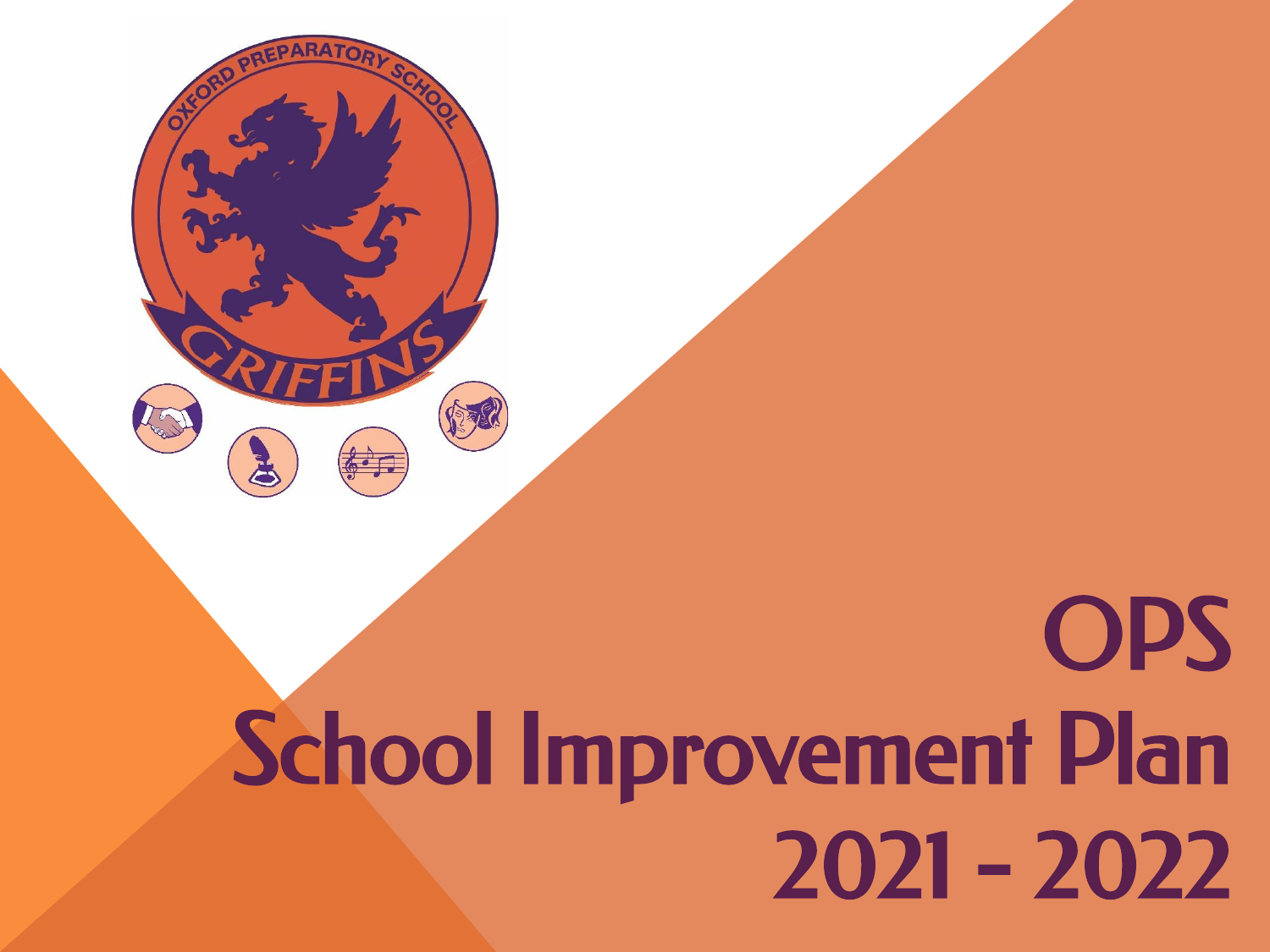# OPS School Improvement Plan 2021 - 2022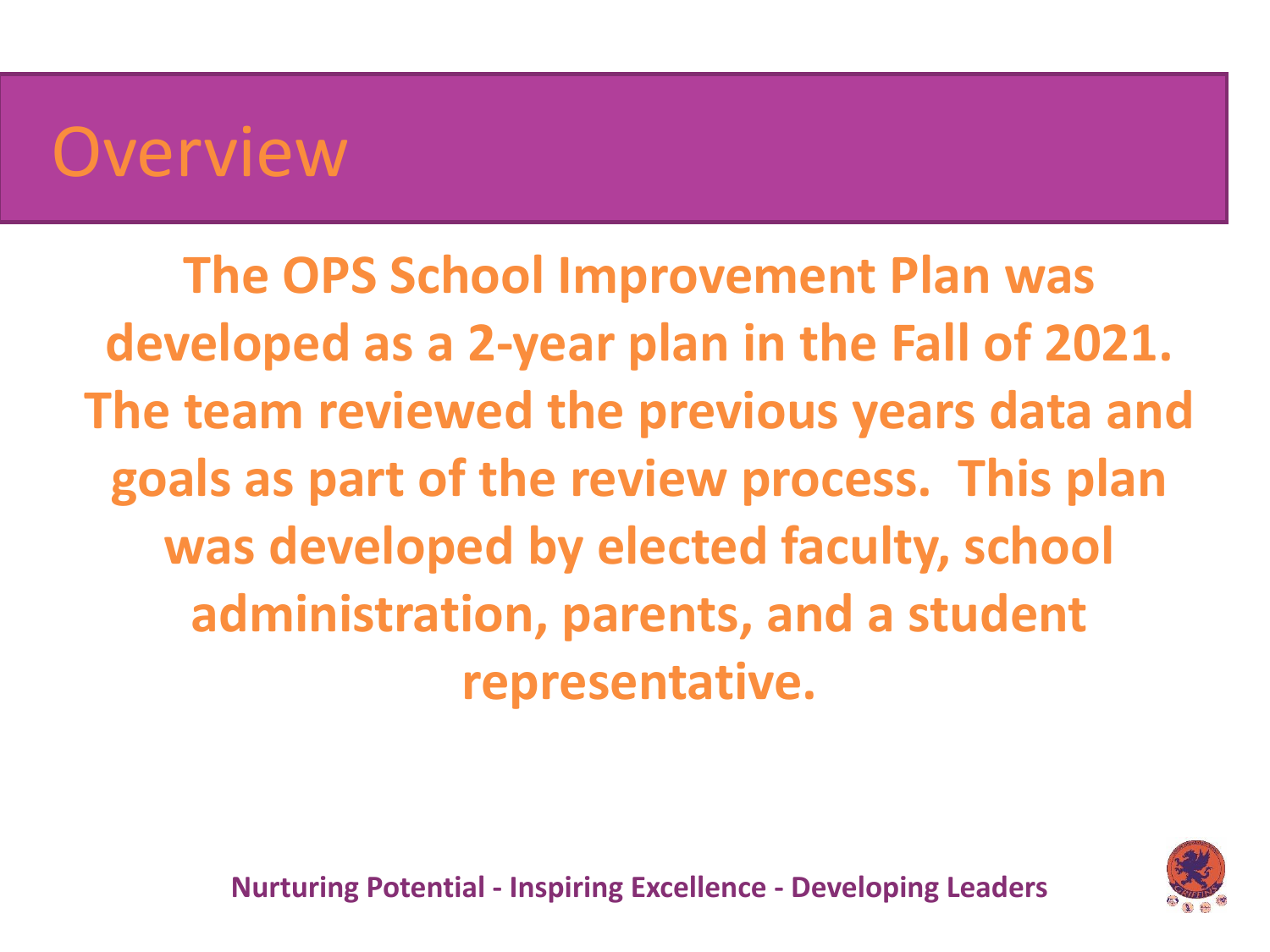# Overview

**The OPS School Improvement Plan was developed as a 2-year plan in the Fall of 2021. The team reviewed the previous years data and goals as part of the review process. This plan was developed by elected faculty, school administration, parents, and a student representative.**

**Nurturing Potential - Inspiring Excellence - Developing Leaders**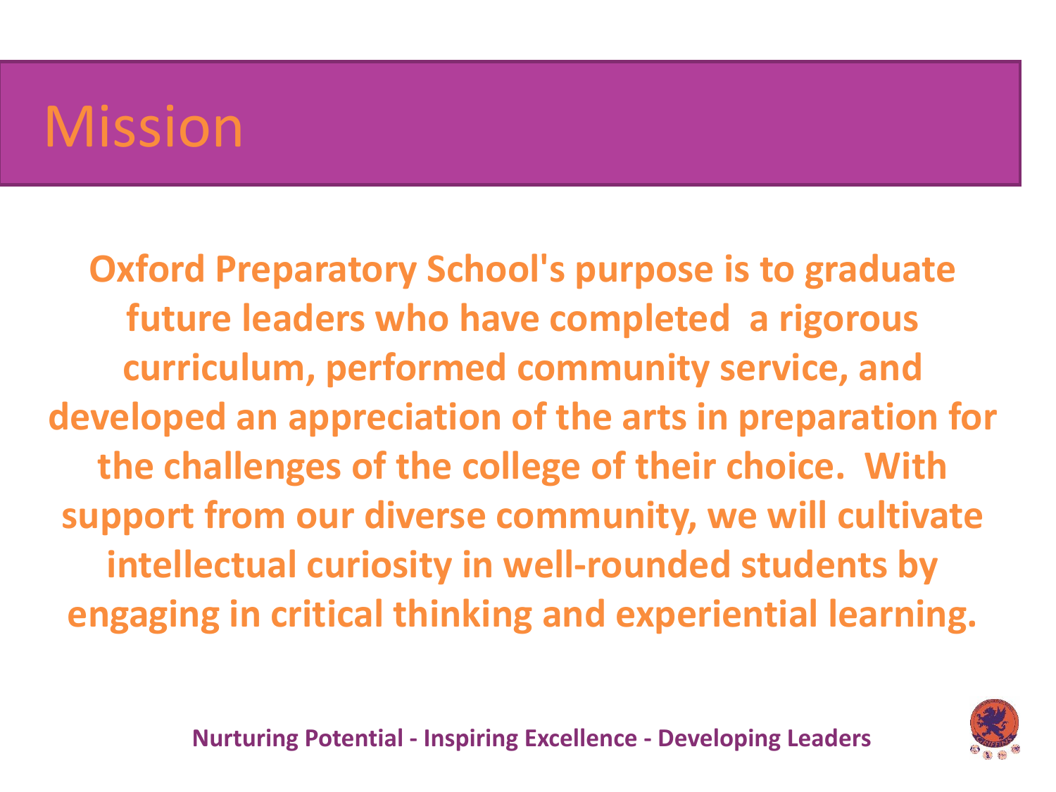# Mission

**Oxford Preparatory School's purpose is to graduate future leaders who have completed a rigorous curriculum, performed community service, and developed an appreciation of the arts in preparation for the challenges of the college of their choice. With support from our diverse community, we will cultivate intellectual curiosity in well-rounded students by engaging in critical thinking and experiential learning.**

**Nurturing Potential - Inspiring Excellence - Developing Leaders**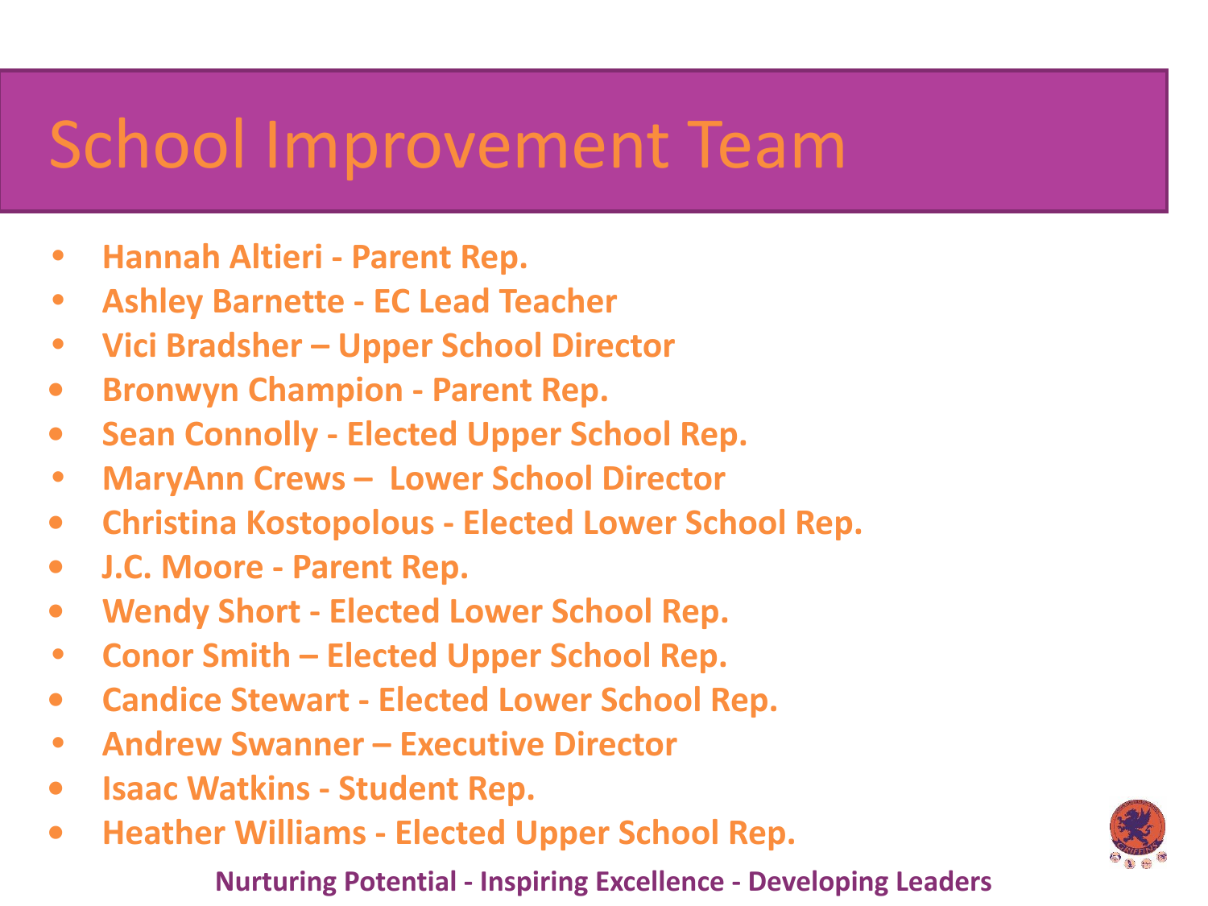# School Improvement Team

- **Hannah Altieri - Parent Rep.**
- **Ashley Barnette - EC Lead Teacher**
- **Vici Bradsher – Upper School Director**
- **Bronwyn Champion - Parent Rep.**
- **Sean Connolly - Elected Upper School Rep.**
- **MaryAnn Crews – Lower School Director**
- **Christina Kostopolous - Elected Lower School Rep.**
- **J.C. Moore - Parent Rep.**
- **Wendy Short - Elected Lower School Rep.**
- **Conor Smith – Elected Upper School Rep.**
- **Candice Stewart - Elected Lower School Rep.**
- **Andrew Swanner – Executive Director**
- **Isaac Watkins - Student Rep.**
- **Heather Williams - Elected Upper School Rep.**

**Nurturing Potential - Inspiring Excellence - Developing Leaders**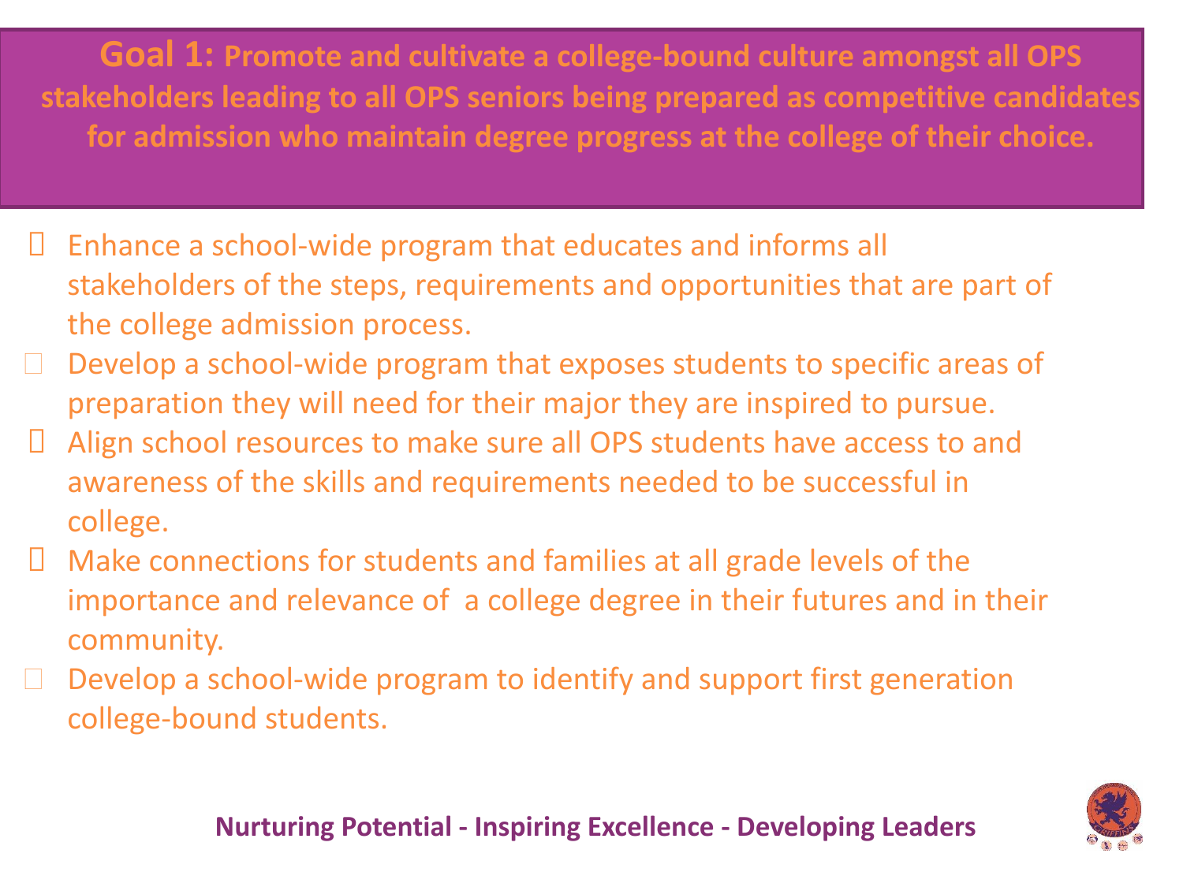# Goal 1: Promote and cultivate a college-bound culture amongst all OPS stakeholders leading to all OPS seniors being prepared as competitive candidates for admission who maintain degree progress at the college of their choice.

- Enhance a school-wide program that educates and informs all stakeholders of the steps, requirements and opportunities that are part of the college admission process.
- Develop a school-wide program that exposes students to specific areas of preparation they will need for their major they are inspired to pursue.
- Align school resources to make sure all OPS students have access to and awareness of the skills and requirements needed to be successful in college.
- Make connections for students and families at all grade levels of the importance and relevance of a college degree in their futures and in their community.
- Develop a school-wide program to identify and support first generation college-bound students.

**Nurturing Potential - Inspiring Excellence - Developing Leaders**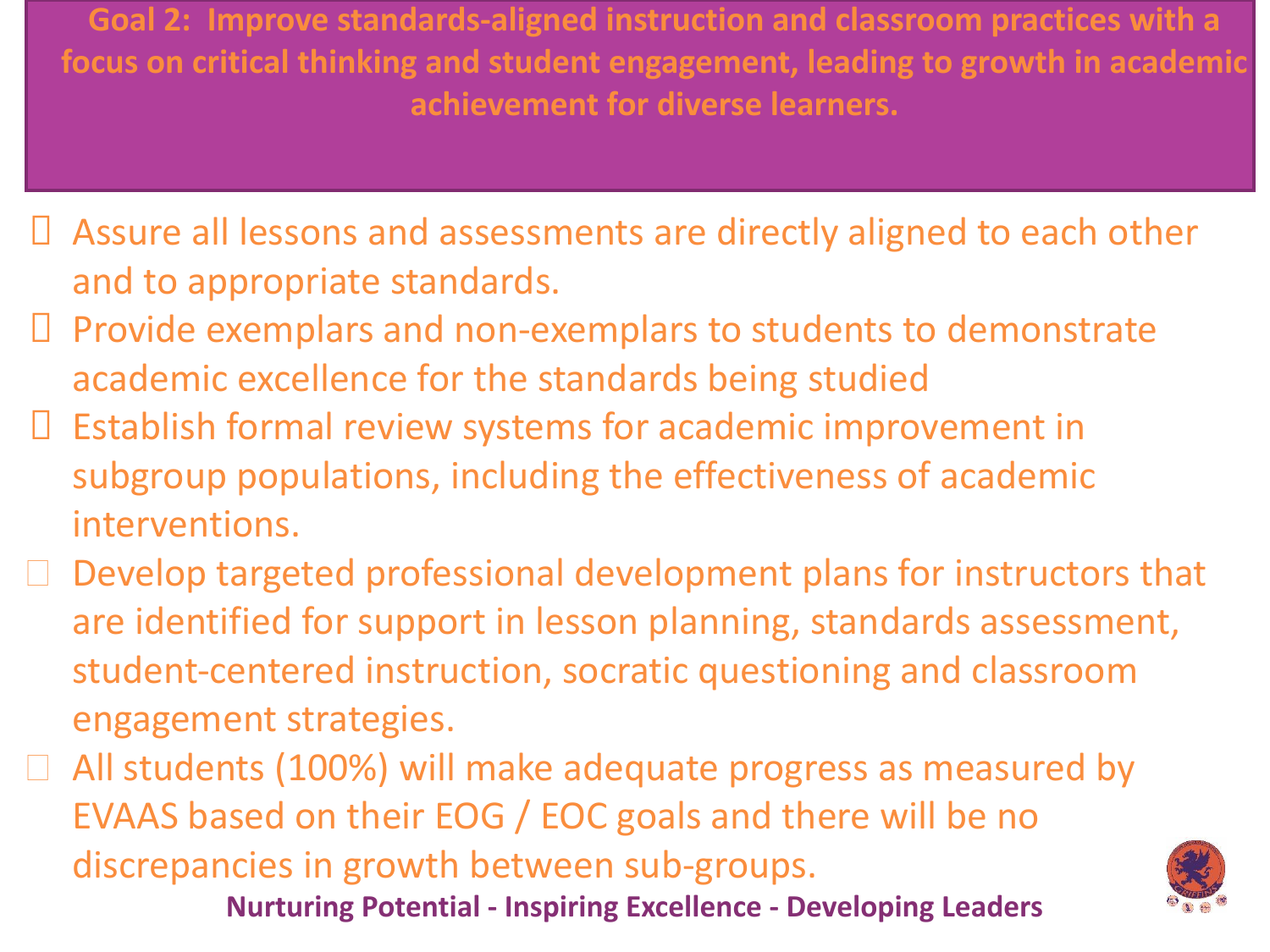## Goal 2: Improve standards-aligned instruction and classroom practices with a focus on critical thinking and student engagement, leading to growth in academic achievement for diverse learners.

- Assure all lessons and assessments are directly aligned to each other and to appropriate standards.
- Provide exemplars and non-exemplars to students to demonstrate academic excellence for the standards being studied
- Establish formal review systems for academic improvement in subgroup populations, including the effectiveness of academic interventions.
- Develop targeted professional development plans for instructors that are identified for support in lesson planning, standards assessment, student-centered instruction, socratic questioning and classroom engagement strategies.
- All students (100%) will make adequate progress as measured by EVAAS based on their EOG / EOC goals and there will be no discrepancies in growth between sub-groups.

**Nurturing Potential - Inspiring Excellence - Developing Leaders**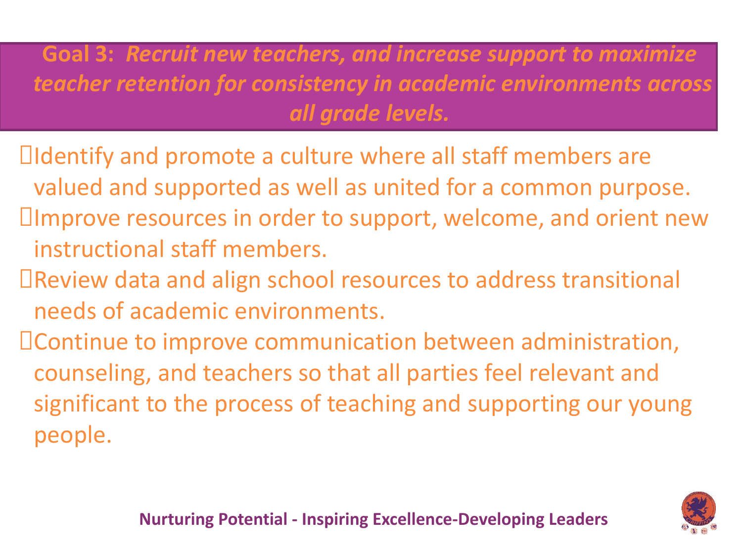## **Goal 3:** ***Recruit new teachers, and increase support to maximize teacher retention for consistency in academic environments across all grade levels.***

- Identify and promote a culture where all staff members are valued and supported as well as united for a common purpose.
- Improve resources in order to support, welcome, and orient new instructional staff members.
- Review data and align school resources to address transitional needs of academic environments.
- Continue to improve communication between administration, counseling, and teachers so that all parties feel relevant and significant to the process of teaching and supporting our young people.

**Nurturing Potential - Inspiring Excellence-Developing Leaders**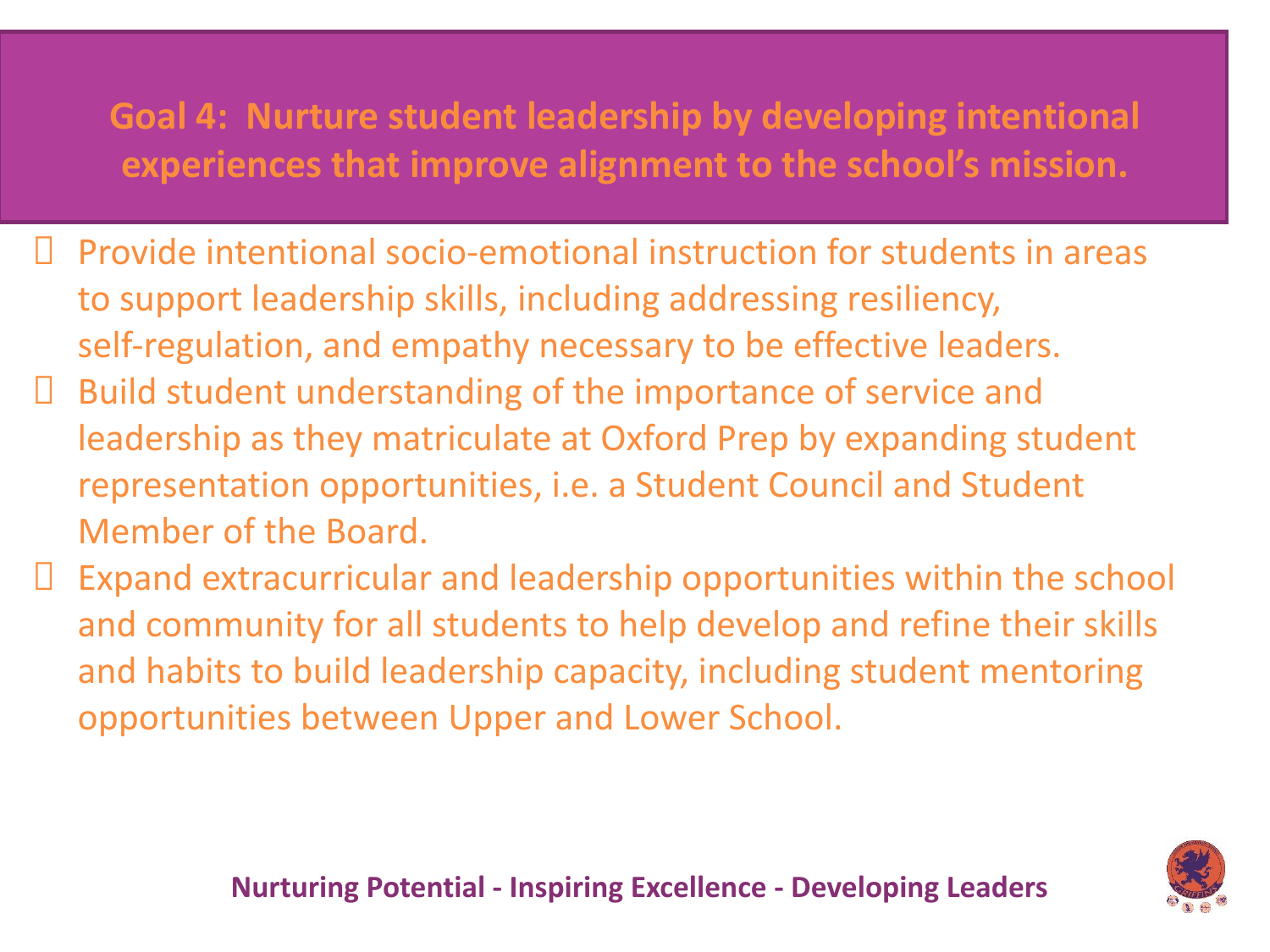## Goal 4: Nurture student leadership by developing intentional experiences that improve alignment to the school's mission.

- Provide intentional socio-emotional instruction for students in areas to support leadership skills, including addressing resiliency, self-regulation, and empathy necessary to be effective leaders.
- Build student understanding of the importance of service and leadership as they matriculate at Oxford Prep by expanding student representation opportunities, i.e. a Student Council and Student Member of the Board.
- Expand extracurricular and leadership opportunities within the school and community for all students to help develop and refine their skills and habits to build leadership capacity, including student mentoring opportunities between Upper and Lower School.

**Nurturing Potential - Inspiring Excellence - Developing Leaders**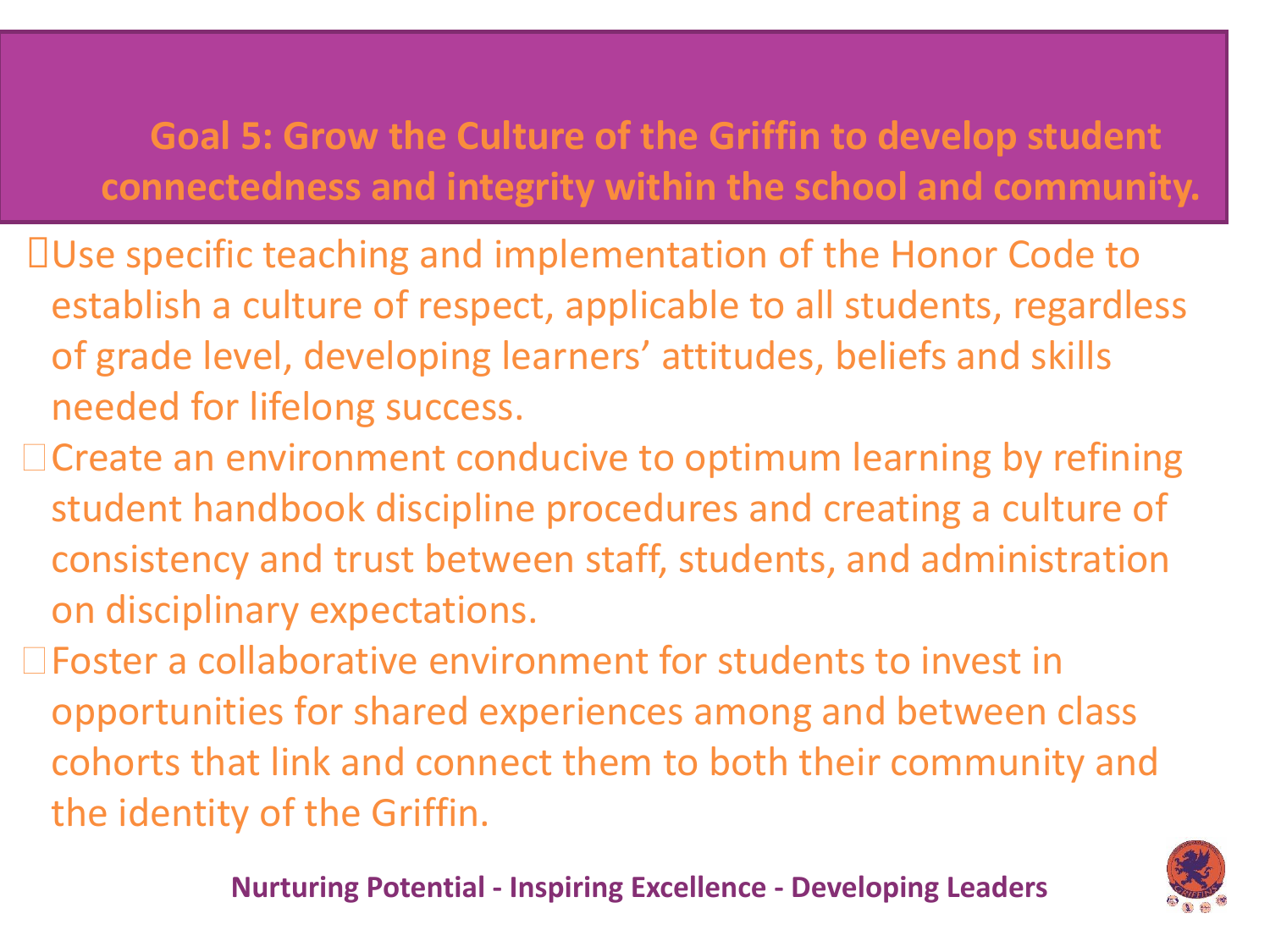## Goal 5: Grow the Culture of the Griffin to develop student connectedness and integrity within the school and community.

- Use specific teaching and implementation of the Honor Code to establish a culture of respect, applicable to all students, regardless of grade level, developing learners' attitudes, beliefs and skills needed for lifelong success.
- Create an environment conducive to optimum learning by refining student handbook discipline procedures and creating a culture of consistency and trust between staff, students, and administration on disciplinary expectations.
- Foster a collaborative environment for students to invest in opportunities for shared experiences among and between class cohorts that link and connect them to both their community and the identity of the Griffin.

**Nurturing Potential - Inspiring Excellence - Developing Leaders**